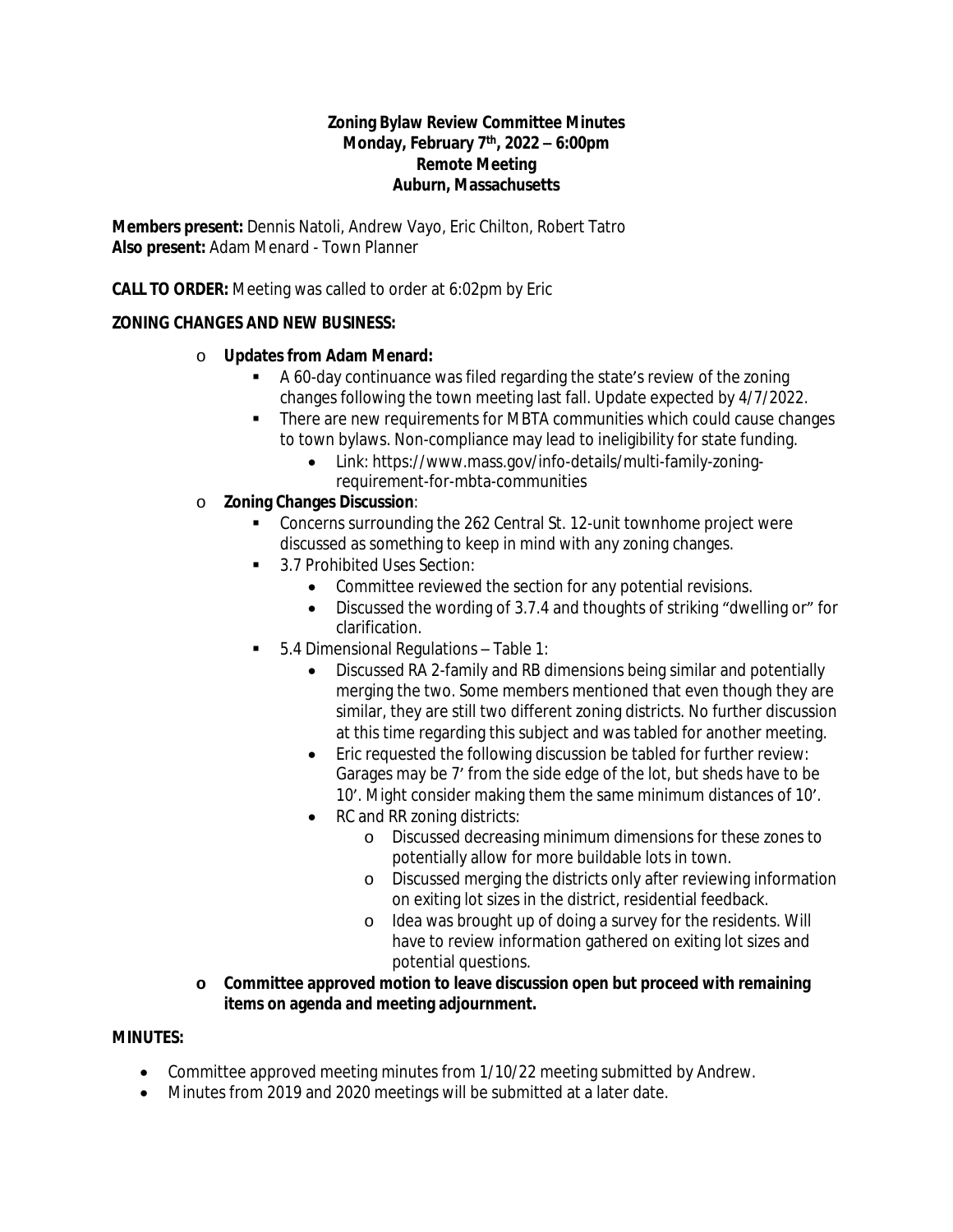**Zoning Bylaw Review Committee Minutes**
**Monday, February 7th, 2022 – 6:00pm**
**Remote Meeting**
**Auburn, Massachusetts**

**Members present:** Dennis Natoli, Andrew Vayo, Eric Chilton, Robert Tatro
**Also present:** Adam Menard - Town Planner

**CALL TO ORDER:** Meeting was called to order at 6:02pm by Eric

**ZONING CHANGES AND NEW BUSINESS:**

- **Updates from Adam Menard:**
  - A 60-day continuance was filed regarding the state's review of the zoning changes following the town meeting last fall. Update expected by 4/7/2022.
  - There are new requirements for MBTA communities which could cause changes to town bylaws. Non-compliance may lead to ineligibility for state funding.
    - Link: https://www.mass.gov/info-details/multi-family-zoning-requirement-for-mbta-communities
- **Zoning Changes Discussion**:
  - Concerns surrounding the 262 Central St. 12-unit townhome project were discussed as something to keep in mind with any zoning changes.
  - 3.7 Prohibited Uses Section:
    - Committee reviewed the section for any potential revisions.
    - Discussed the wording of 3.7.4 and thoughts of striking "dwelling or" for clarification.
  - 5.4 Dimensional Regulations – Table 1:
    - Discussed RA 2-family and RB dimensions being similar and potentially merging the two. Some members mentioned that even though they are similar, they are still two different zoning districts. No further discussion at this time regarding this subject and was tabled for another meeting.
    - Eric requested the following discussion be tabled for further review: Garages may be 7' from the side edge of the lot, but sheds have to be 10'. Might consider making them the same minimum distances of 10'.
    - RC and RR zoning districts:
      - Discussed decreasing minimum dimensions for these zones to potentially allow for more buildable lots in town.
      - Discussed merging the districts only after reviewing information on exiting lot sizes in the district, residential feedback.
      - Idea was brought up of doing a survey for the residents. Will have to review information gathered on exiting lot sizes and potential questions.
- **Committee approved motion to leave discussion open but proceed with remaining items on agenda and meeting adjournment.**

**MINUTES:**

- Committee approved meeting minutes from 1/10/22 meeting submitted by Andrew.
- Minutes from 2019 and 2020 meetings will be submitted at a later date.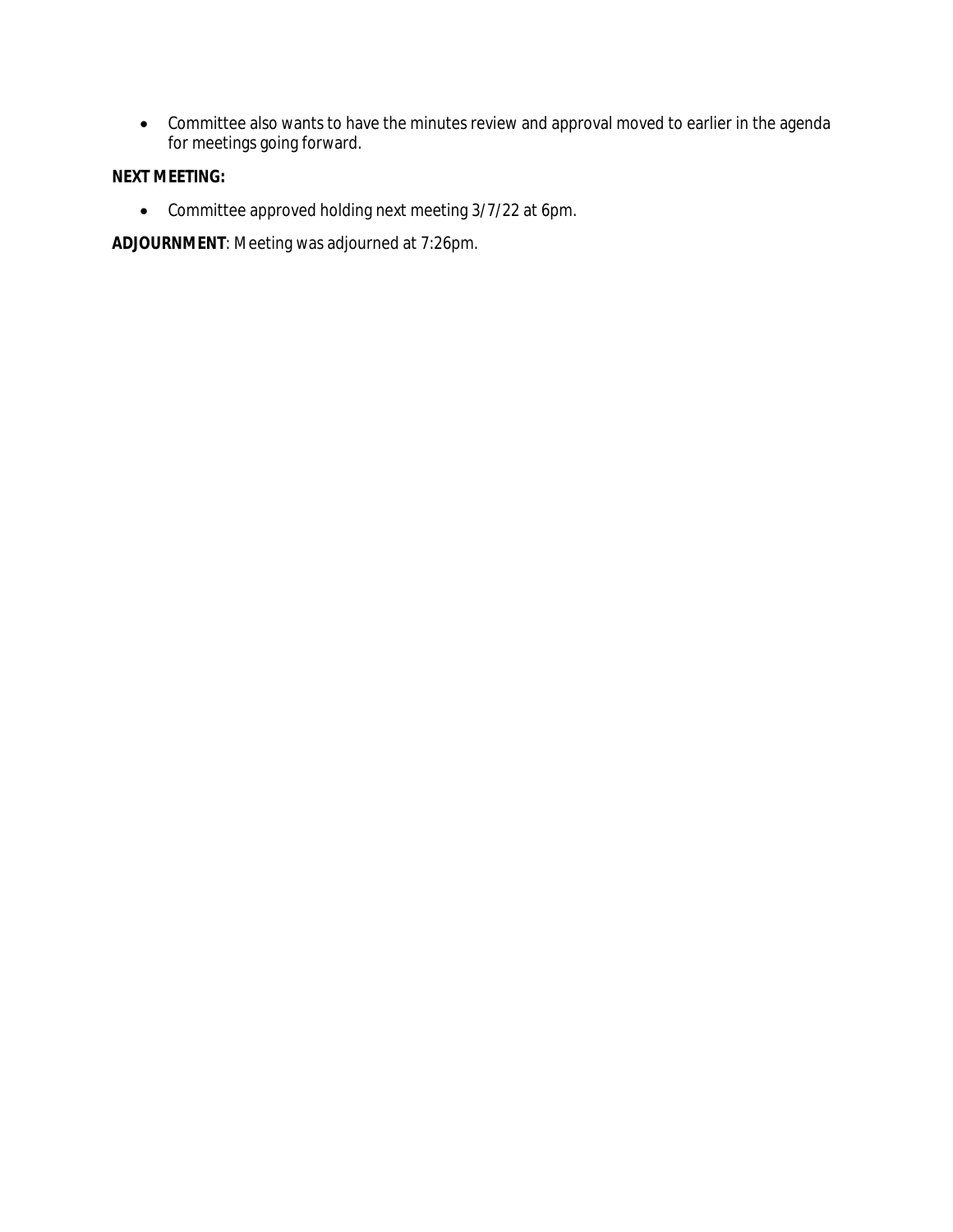- Committee also wants to have the minutes review and approval moved to earlier in the agenda for meetings going forward.

**NEXT MEETING:**

- Committee approved holding next meeting 3/7/22 at 6pm.

**ADJOURNMENT**: Meeting was adjourned at 7:26pm.